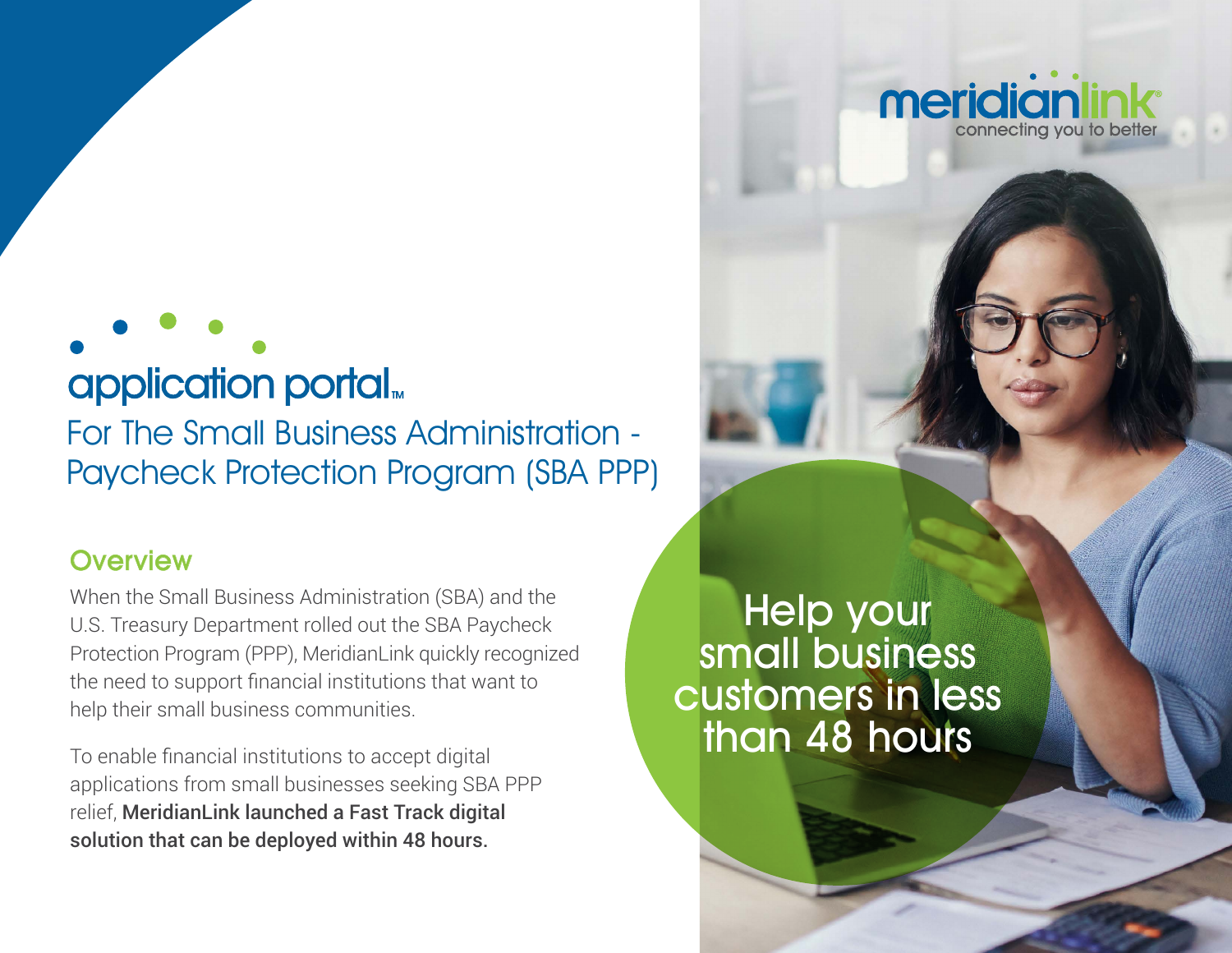meridianlink
connecting you to better

# application portal™

## For The Small Business Administration - Paycheck Protection Program (SBA PPP)

### Overview

When the Small Business Administration (SBA) and the U.S. Treasury Department rolled out the SBA Paycheck Protection Program (PPP), MeridianLink quickly recognized the need to support financial institutions that want to help their small business communities.

To enable financial institutions to accept digital applications from small businesses seeking SBA PPP relief, **MeridianLink launched a Fast Track digital solution that can be deployed within 48 hours.**

Help your small business customers in less than 48 hours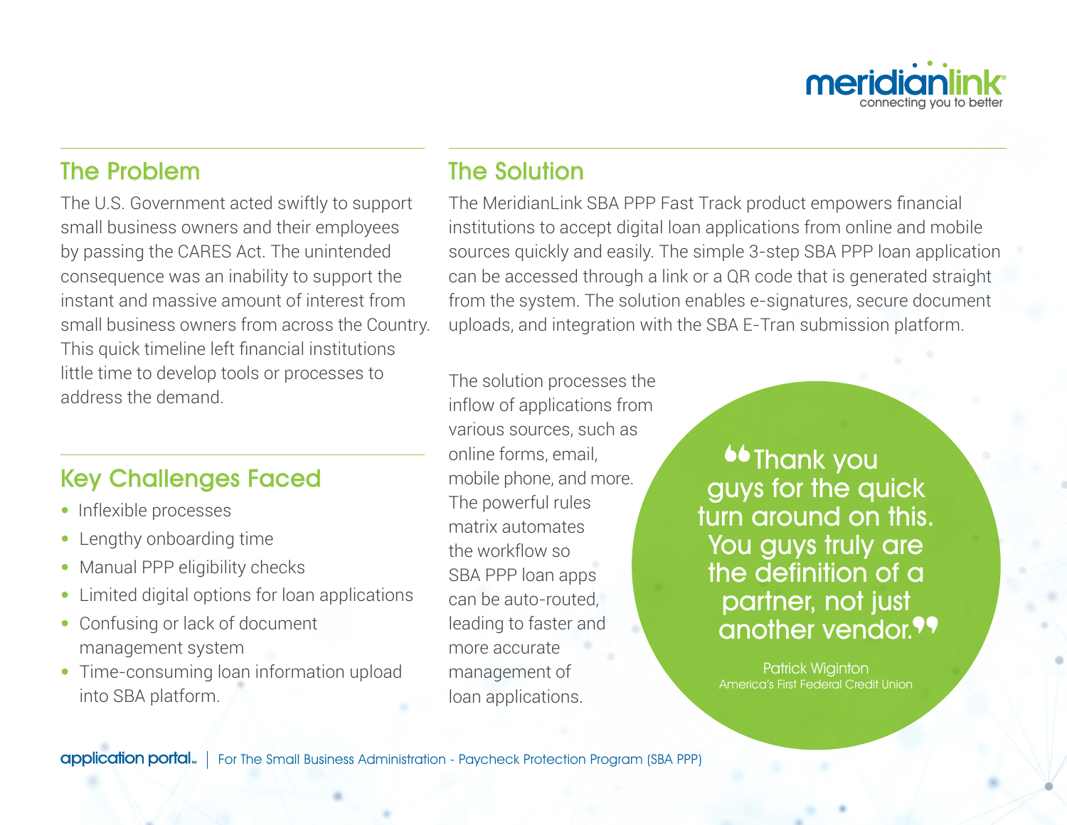## The Problem

The U.S. Government acted swiftly to support small business owners and their employees by passing the CARES Act. The unintended consequence was an inability to support the instant and massive amount of interest from small business owners from across the Country. This quick timeline left financial institutions little time to develop tools or processes to address the demand.

## Key Challenges Faced

- Inflexible processes
- Lengthy onboarding time
- Manual PPP eligibility checks
- Limited digital options for loan applications
- Confusing or lack of document management system
- Time-consuming loan information upload into SBA platform.

## The Solution

The MeridianLink SBA PPP Fast Track product empowers financial institutions to accept digital loan applications from online and mobile sources quickly and easily. The simple 3-step SBA PPP loan application can be accessed through a link or a QR code that is generated straight from the system. The solution enables e-signatures, secure document uploads, and integration with the SBA E-Tran submission platform.

The solution processes the inflow of applications from various sources, such as online forms, email, mobile phone, and more. The powerful rules matrix automates the workflow so SBA PPP loan apps can be auto-routed, leading to faster and more accurate management of loan applications.

> "Thank you guys for the quick turn around on this. You guys truly are the definition of a partner, not just another vendor."
>
> Patrick Wiginton
> America's First Federal Credit Union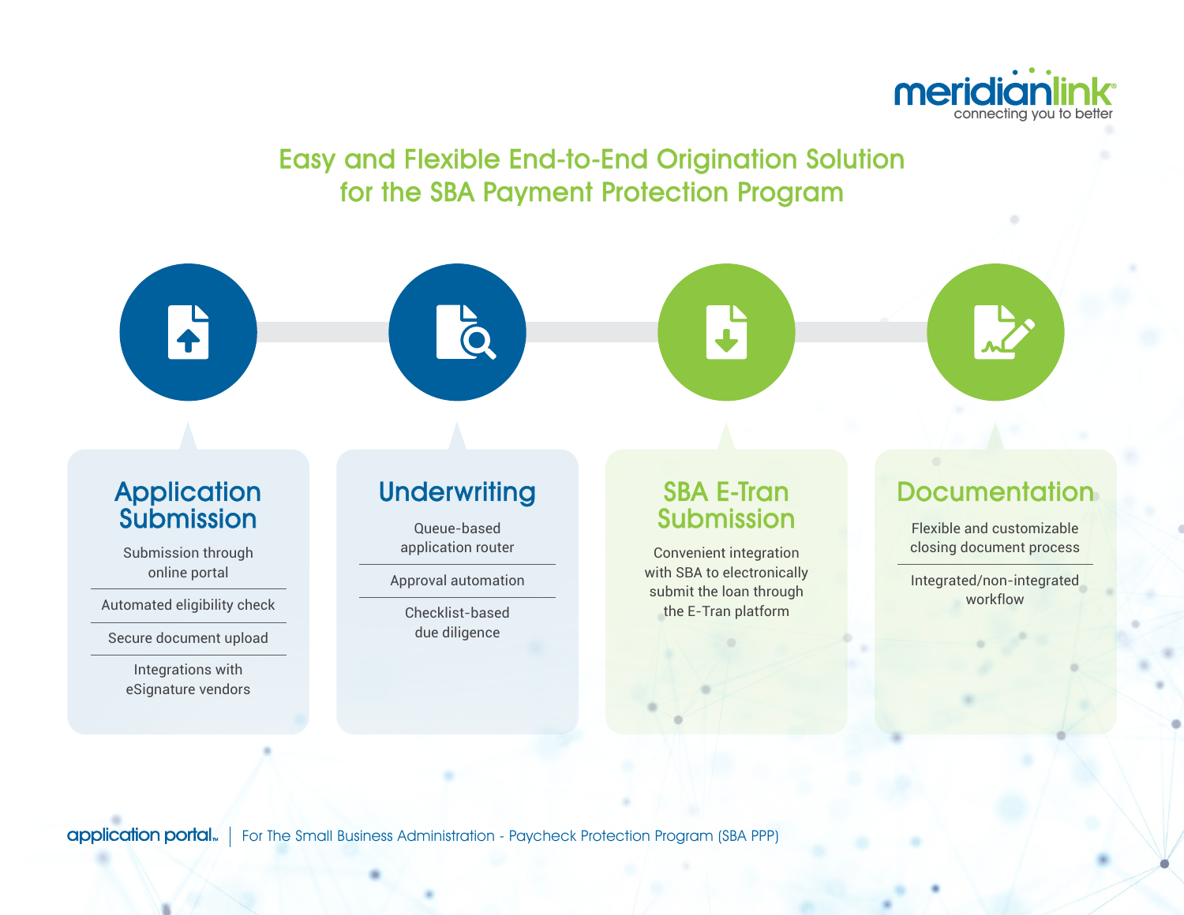meridianlink
connecting you to better

# Easy and Flexible End-to-End Origination Solution for the SBA Payment Protection Program

## Application Submission

- Submission through online portal
- Automated eligibility check
- Secure document upload
- Integrations with eSignature vendors

## Underwriting

- Queue-based application router
- Approval automation
- Checklist-based due diligence

## SBA E-Tran Submission

Convenient integration with SBA to electronically submit the loan through the E-Tran platform

## Documentation

- Flexible and customizable closing document process
- Integrated/non-integrated workflow

application portal™ | For The Small Business Administration - Paycheck Protection Program (SBA PPP)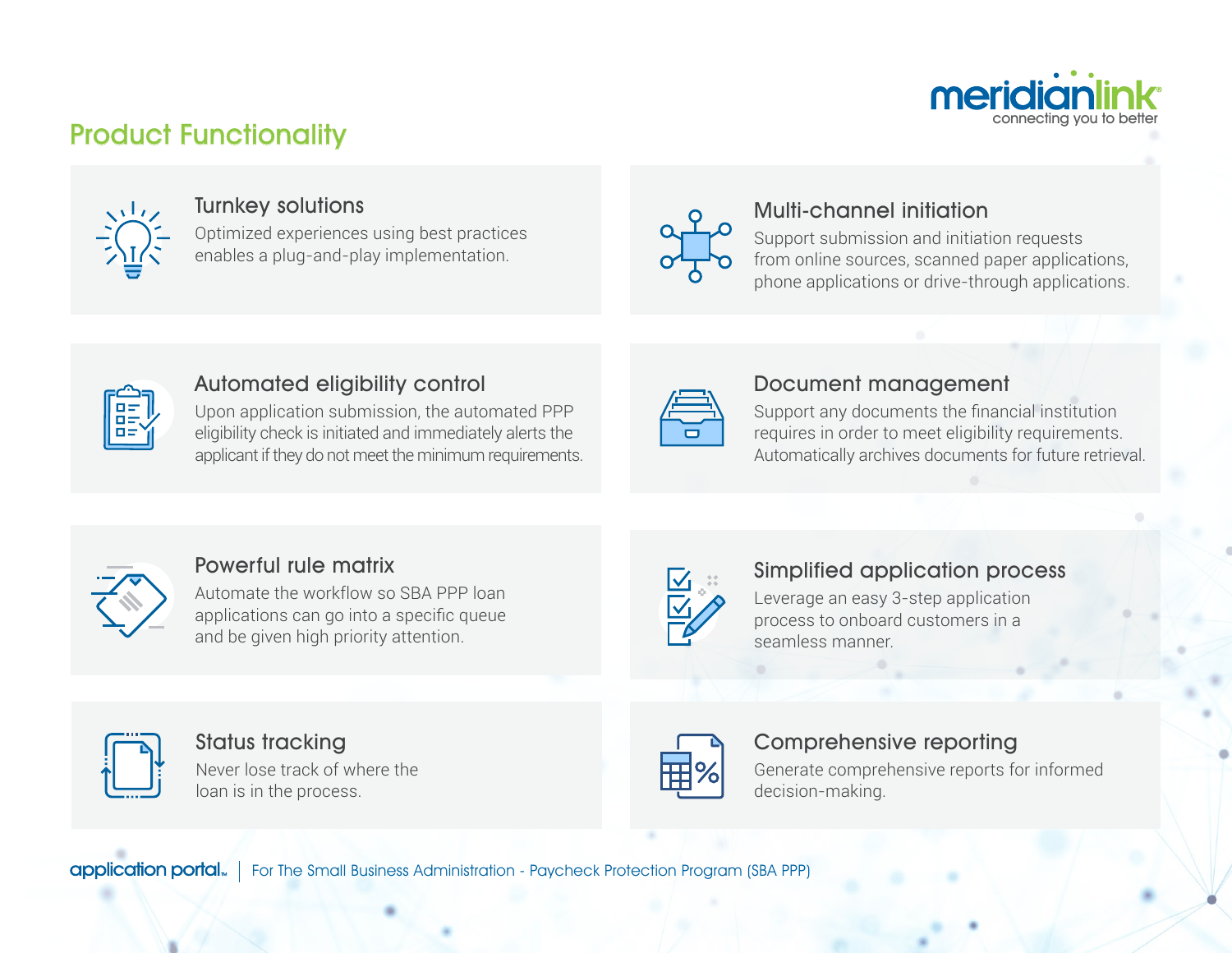## Product Functionality

### Turnkey solutions

Optimized experiences using best practices enables a plug-and-play implementation.

### Multi-channel initiation

Support submission and initiation requests from online sources, scanned paper applications, phone applications or drive-through applications.

### Automated eligibility control

Upon application submission, the automated PPP eligibility check is initiated and immediately alerts the applicant if they do not meet the minimum requirements.

### Document management

Support any documents the financial institution requires in order to meet eligibility requirements. Automatically archives documents for future retrieval.

### Powerful rule matrix

Automate the workflow so SBA PPP loan applications can go into a specific queue and be given high priority attention.

### Simplified application process

Leverage an easy 3-step application process to onboard customers in a seamless manner.

### Status tracking

Never lose track of where the loan is in the process.

### Comprehensive reporting

Generate comprehensive reports for informed decision-making.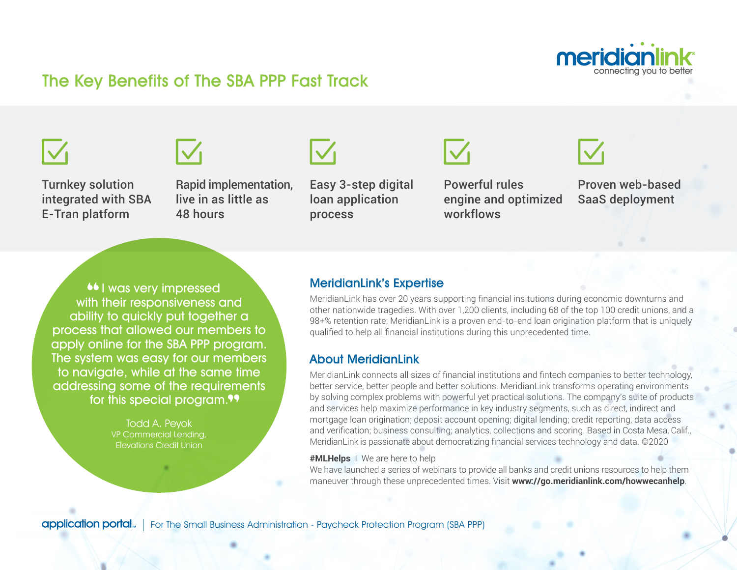meridianlink
connecting you to better

## The Key Benefits of The SBA PPP Fast Track

- Turnkey solution integrated with SBA E-Tran platform
- Rapid implementation, live in as little as 48 hours
- Easy 3-step digital loan application process
- Powerful rules engine and optimized workflows
- Proven web-based SaaS deployment

“I was very impressed with their responsiveness and ability to quickly put together a process that allowed our members to apply online for the SBA PPP program. The system was easy for our members to navigate, while at the same time addressing some of the requirements for this special program.”

Todd A. Peyok
VP Commercial Lending,
Elevations Credit Union

### MeridianLink's Expertise

MeridianLink has over 20 years supporting financial insitutions during economic downturns and other nationwide tragedies. With over 1,200 clients, including 68 of the top 100 credit unions, and a 98+% retention rate; MeridianLink is a proven end-to-end loan origination platform that is uniquely qualified to help all financial institutions during this unprecedented time.

### About MeridianLink

MeridianLink connects all sizes of financial institutions and fintech companies to better technology, better service, better people and better solutions. MeridianLink transforms operating environments by solving complex problems with powerful yet practical solutions. The company's suite of products and services help maximize performance in key industry segments, such as direct, indirect and mortgage loan origination; deposit account opening; digital lending; credit reporting, data access and verification; business consulting; analytics, collections and scoring. Based in Costa Mesa, Calif., MeridianLink is passionate about democratizing financial services technology and data. ©2020

**#MLHelps** | We are here to help
We have launched a series of webinars to provide all banks and credit unions resources to help them maneuver through these unprecedented times. Visit **www://go.meridianlink.com/howwecanhelp**.

application portal™ | For The Small Business Administration - Paycheck Protection Program (SBA PPP)